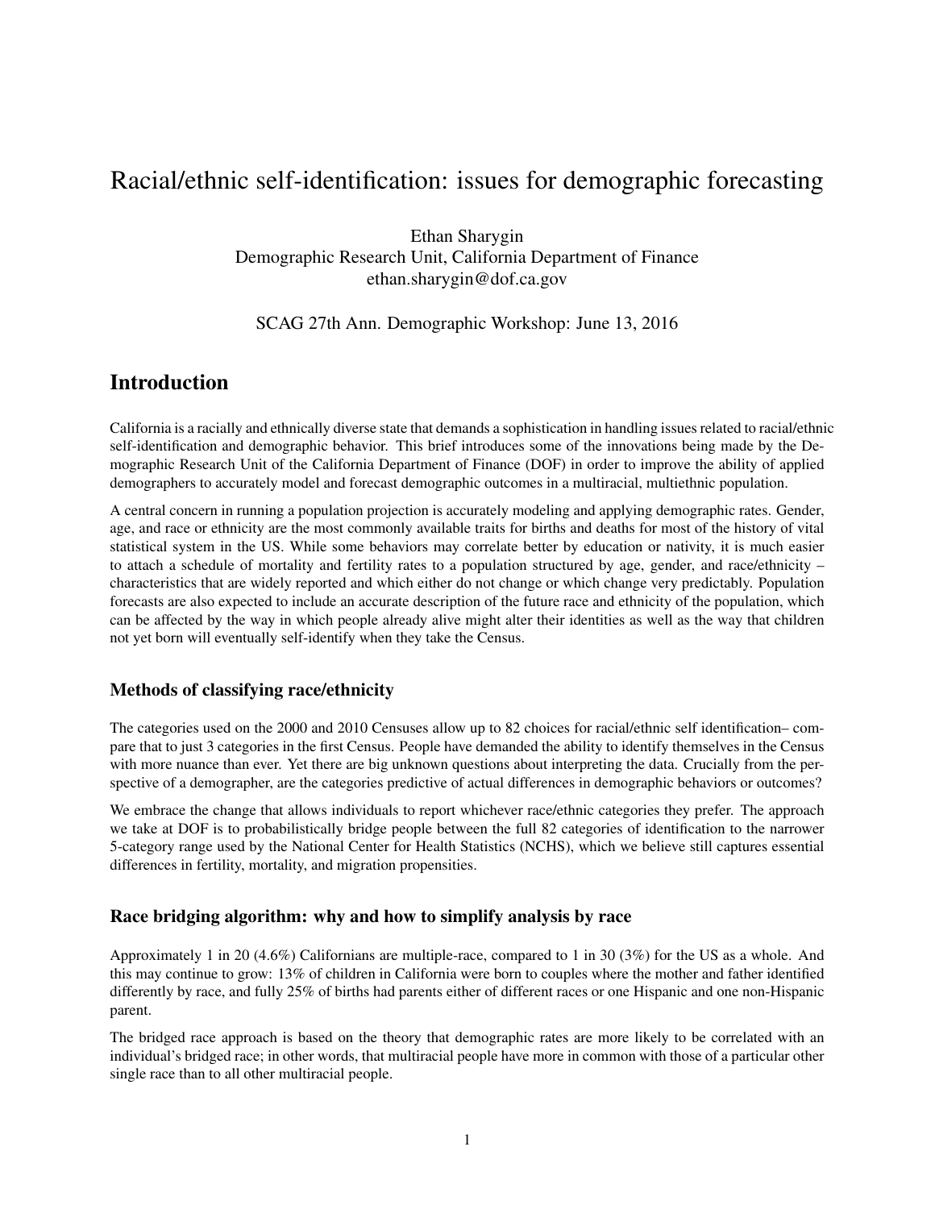# Racial/ethnic self-identification: issues for demographic forecasting

Ethan Sharygin
Demographic Research Unit, California Department of Finance
ethan.sharygin@dof.ca.gov

SCAG 27th Ann. Demographic Workshop: June 13, 2016

## Introduction

California is a racially and ethnically diverse state that demands a sophistication in handling issues related to racial/ethnic self-identification and demographic behavior. This brief introduces some of the innovations being made by the Demographic Research Unit of the California Department of Finance (DOF) in order to improve the ability of applied demographers to accurately model and forecast demographic outcomes in a multiracial, multiethnic population.

A central concern in running a population projection is accurately modeling and applying demographic rates. Gender, age, and race or ethnicity are the most commonly available traits for births and deaths for most of the history of vital statistical system in the US. While some behaviors may correlate better by education or nativity, it is much easier to attach a schedule of mortality and fertility rates to a population structured by age, gender, and race/ethnicity – characteristics that are widely reported and which either do not change or which change very predictably. Population forecasts are also expected to include an accurate description of the future race and ethnicity of the population, which can be affected by the way in which people already alive might alter their identities as well as the way that children not yet born will eventually self-identify when they take the Census.

### Methods of classifying race/ethnicity

The categories used on the 2000 and 2010 Censuses allow up to 82 choices for racial/ethnic self identification– compare that to just 3 categories in the first Census. People have demanded the ability to identify themselves in the Census with more nuance than ever. Yet there are big unknown questions about interpreting the data. Crucially from the perspective of a demographer, are the categories predictive of actual differences in demographic behaviors or outcomes?

We embrace the change that allows individuals to report whichever race/ethnic categories they prefer. The approach we take at DOF is to probabilistically bridge people between the full 82 categories of identification to the narrower 5-category range used by the National Center for Health Statistics (NCHS), which we believe still captures essential differences in fertility, mortality, and migration propensities.

### Race bridging algorithm: why and how to simplify analysis by race

Approximately 1 in 20 (4.6%) Californians are multiple-race, compared to 1 in 30 (3%) for the US as a whole. And this may continue to grow: 13% of children in California were born to couples where the mother and father identified differently by race, and fully 25% of births had parents either of different races or one Hispanic and one non-Hispanic parent.

The bridged race approach is based on the theory that demographic rates are more likely to be correlated with an individual's bridged race; in other words, that multiracial people have more in common with those of a particular other single race than to all other multiracial people.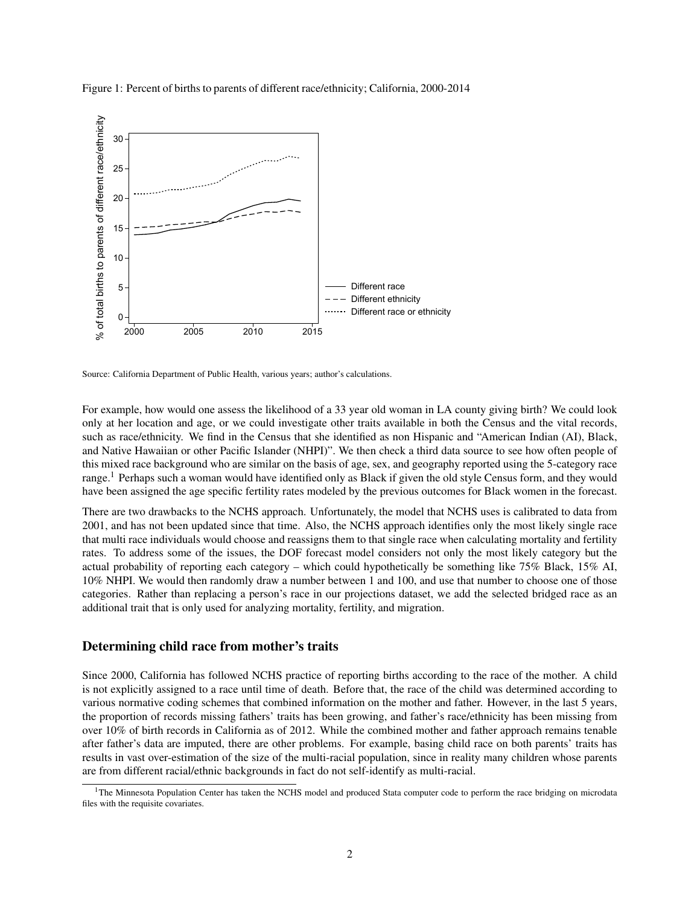Figure 1: Percent of births to parents of different race/ethnicity; California, 2000-2014

Source: California Department of Public Health, various years; author's calculations.

For example, how would one assess the likelihood of a 33 year old woman in LA county giving birth? We could look only at her location and age, or we could investigate other traits available in both the Census and the vital records, such as race/ethnicity. We find in the Census that she identified as non Hispanic and "American Indian (AI), Black, and Native Hawaiian or other Pacific Islander (NHPI)". We then check a third data source to see how often people of this mixed race background who are similar on the basis of age, sex, and geography reported using the 5-category race range.[1] Perhaps such a woman would have identified only as Black if given the old style Census form, and they would have been assigned the age specific fertility rates modeled by the previous outcomes for Black women in the forecast.

There are two drawbacks to the NCHS approach. Unfortunately, the model that NCHS uses is calibrated to data from 2001, and has not been updated since that time. Also, the NCHS approach identifies only the most likely single race that multi race individuals would choose and reassigns them to that single race when calculating mortality and fertility rates. To address some of the issues, the DOF forecast model considers not only the most likely category but the actual probability of reporting each category – which could hypothetically be something like 75% Black, 15% AI, 10% NHPI. We would then randomly draw a number between 1 and 100, and use that number to choose one of those categories. Rather than replacing a person's race in our projections dataset, we add the selected bridged race as an additional trait that is only used for analyzing mortality, fertility, and migration.

## Determining child race from mother's traits

Since 2000, California has followed NCHS practice of reporting births according to the race of the mother. A child is not explicitly assigned to a race until time of death. Before that, the race of the child was determined according to various normative coding schemes that combined information on the mother and father. However, in the last 5 years, the proportion of records missing fathers' traits has been growing, and father's race/ethnicity has been missing from over 10% of birth records in California as of 2012. While the combined mother and father approach remains tenable after father's data are imputed, there are other problems. For example, basing child race on both parents' traits has results in vast over-estimation of the size of the multi-racial population, since in reality many children whose parents are from different racial/ethnic backgrounds in fact do not self-identify as multi-racial.

[1] The Minnesota Population Center has taken the NCHS model and produced Stata computer code to perform the race bridging on microdata files with the requisite covariates.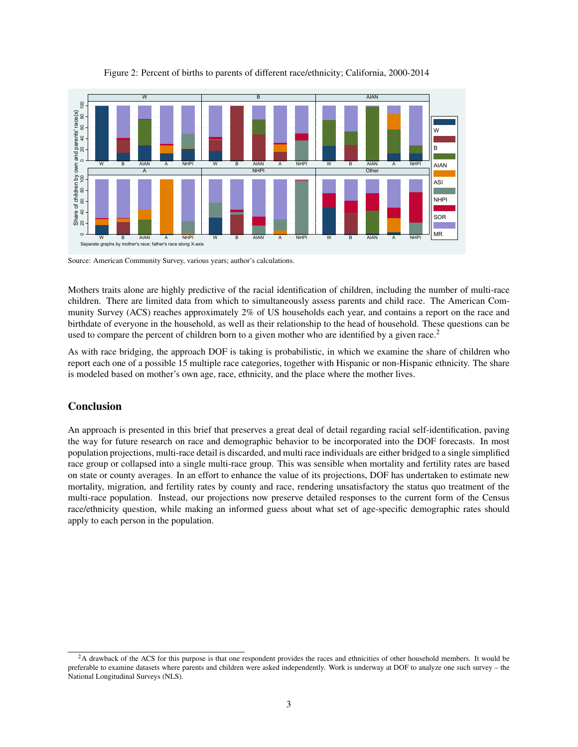Figure 2: Percent of births to parents of different race/ethnicity; California, 2000-2014

W
B
AIAN
A
NHPI
Other

Share of children by own and parents' race(s)

0
20
40
60
80
100

W B AIAN A NHPI

Separate graphs by mother's race; father's race along X-axis

W
B
AIAN
ASI
NHPI
SOR
MR

Source: American Community Survey, various years; author's calculations.

Mothers traits alone are highly predictive of the racial identification of children, including the number of multi-race children. There are limited data from which to simultaneously assess parents and child race. The American Community Survey (ACS) reaches approximately 2% of US households each year, and contains a report on the race and birthdate of everyone in the household, as well as their relationship to the head of household. These questions can be used to compare the percent of children born to a given mother who are identified by a given race.[2]

As with race bridging, the approach DOF is taking is probabilistic, in which we examine the share of children who report each one of a possible 15 multiple race categories, together with Hispanic or non-Hispanic ethnicity. The share is modeled based on mother's own age, race, ethnicity, and the place where the mother lives.

## Conclusion

An approach is presented in this brief that preserves a great deal of detail regarding racial self-identification, paving the way for future research on race and demographic behavior to be incorporated into the DOF forecasts. In most population projections, multi-race detail is discarded, and multi race individuals are either bridged to a single simplified race group or collapsed into a single multi-race group. This was sensible when mortality and fertility rates are based on state or county averages. In an effort to enhance the value of its projections, DOF has undertaken to estimate new mortality, migration, and fertility rates by county and race, rendering unsatisfactory the status quo treatment of the multi-race population. Instead, our projections now preserve detailed responses to the current form of the Census race/ethnicity question, while making an informed guess about what set of age-specific demographic rates should apply to each person in the population.

[2] A drawback of the ACS for this purpose is that one respondent provides the races and ethnicities of other household members. It would be preferable to examine datasets where parents and children were asked independently. Work is underway at DOF to analyze one such survey – the National Longitudinal Surveys (NLS).